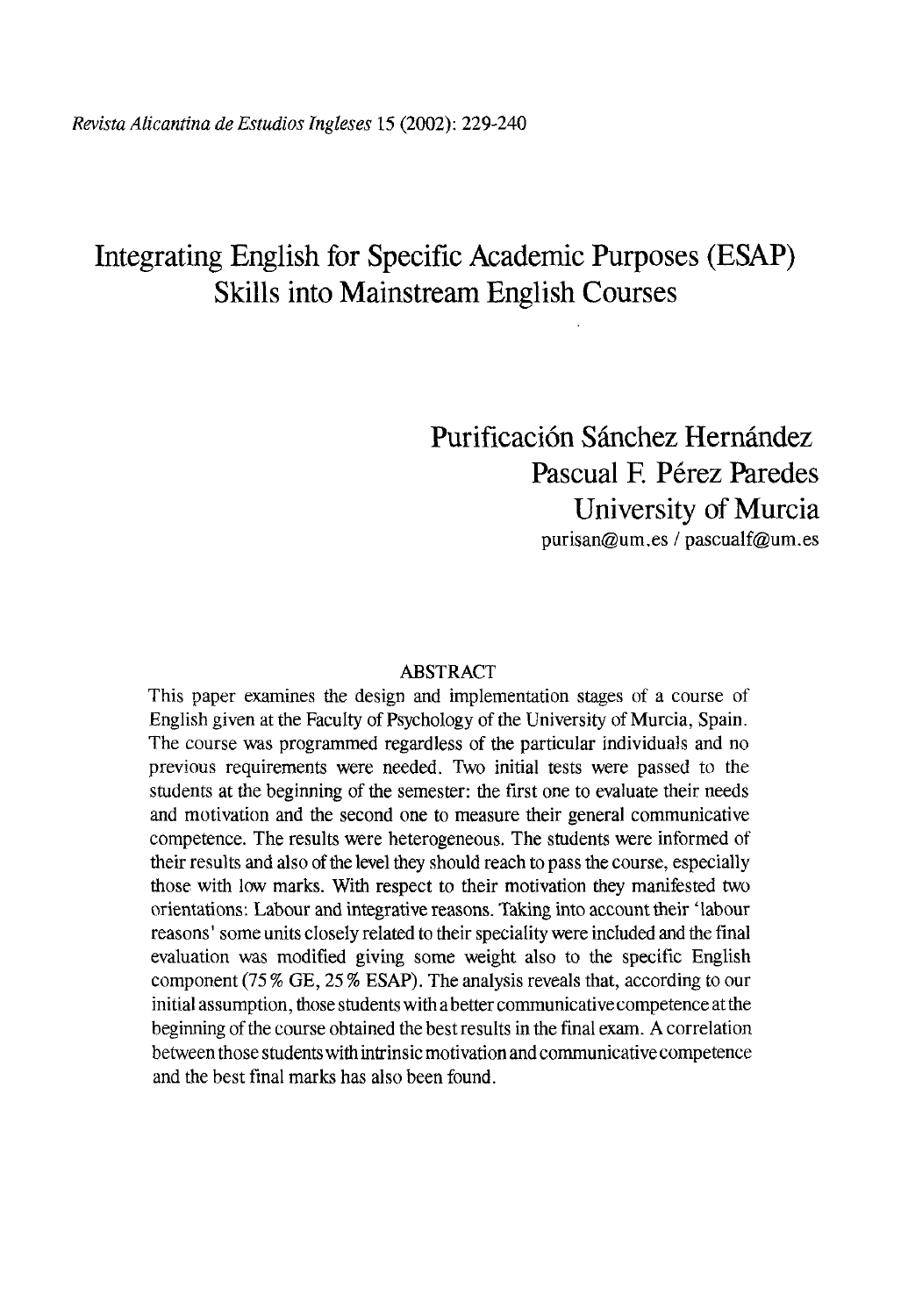# Integrating English for Specific Academic Purposes (ESAP) Skills into Mainstream English Courses

Purificación Sánchez Hernández
Pascual F. Pérez Paredes
University of Murcia
purisan@um.es / pascualf@um.es

## ABSTRACT

This paper examines the design and implementation stages of a course of English given at the Faculty of Psychology of the University of Murcia, Spain. The course was programmed regardless of the particular individuals and no previous requirements were needed. Two initial tests were passed to the students at the beginning of the semester: the first one to evaluate their needs and motivation and the second one to measure their general communicative competence. The results were heterogeneous. The students were informed of their results and also of the level they should reach to pass the course, especially those with low marks. With respect to their motivation they manifested two orientations: Labour and integrative reasons. Taking into account their 'labour reasons' some units closely related to their speciality were included and the final evaluation was modified giving some weight also to the specific English component (75% GE, 25% ESAP). The analysis reveals that, according to our initial assumption, those students with a better communicative competence at the beginning of the course obtained the best results in the final exam. A correlation between those students with intrinsic motivation and communicative competence and the best final marks has also been found.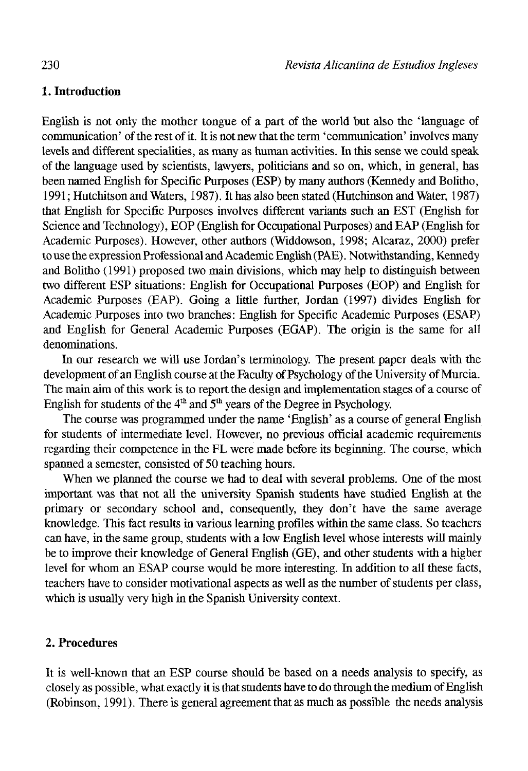## 1. Introduction

English is not only the mother tongue of a part of the world but also the 'language of communication' of the rest of it. It is not new that the term 'communication' involves many levels and different specialities, as many as human activities. In this sense we could speak of the language used by scientists, lawyers, politicians and so on, which, in general, has been named English for Specific Purposes (ESP) by many authors (Kennedy and Bolitho, 1991; Hutchitson and Waters, 1987). It has also been stated (Hutchinson and Water, 1987) that English for Specific Purposes involves different variants such an EST (English for Science and Technology), EOP (English for Occupational Purposes) and EAP (English for Academic Purposes). However, other authors (Widdowson, 1998; Alcaraz, 2000) prefer to use the expression Professional and Academic English (PAE). Notwithstanding, Kennedy and Bolitho (1991) proposed two main divisions, which may help to distinguish between two different ESP situations: English for Occupational Purposes (EOP) and English for Academic Purposes (EAP). Going a little further, Jordan (1997) divides English for Academic Purposes into two branches: English for Specific Academic Purposes (ESAP) and English for General Academic Purposes (EGAP). The origin is the same for all denominations.

In our research we will use Jordan's terminology. The present paper deals with the development of an English course at the Faculty of Psychology of the University of Murcia. The main aim of this work is to report the design and implementation stages of a course of English for students of the 4th and 5th years of the Degree in Psychology.

The course was programmed under the name 'English' as a course of general English for students of intermediate level. However, no previous official academic requirements regarding their competence in the FL were made before its beginning. The course, which spanned a semester, consisted of 50 teaching hours.

When we planned the course we had to deal with several problems. One of the most important was that not all the university Spanish students have studied English at the primary or secondary school and, consequently, they don't have the same average knowledge. This fact results in various learning profiles within the same class. So teachers can have, in the same group, students with a low English level whose interests will mainly be to improve their knowledge of General English (GE), and other students with a higher level for whom an ESAP course would be more interesting. In addition to all these facts, teachers have to consider motivational aspects as well as the number of students per class, which is usually very high in the Spanish University context.

## 2. Procedures

It is well-known that an ESP course should be based on a needs analysis to specify, as closely as possible, what exactly it is that students have to do through the medium of English (Robinson, 1991). There is general agreement that as much as possible the needs analysis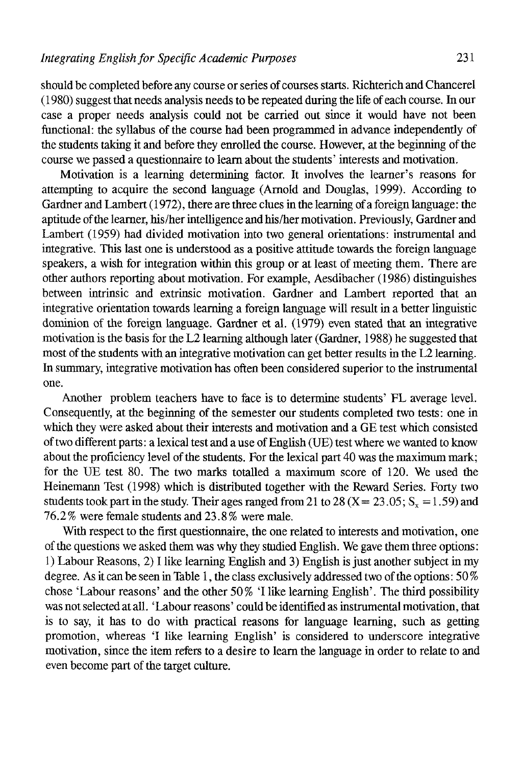should be completed before any course or series of courses starts. Richterich and Chancerel (1980) suggest that needs analysis needs to be repeated during the life of each course. In our case a proper needs analysis could not be carried out since it would have not been functional: the syllabus of the course had been programmed in advance independently of the students taking it and before they enrolled the course. However, at the beginning of the course we passed a questionnaire to learn about the students' interests and motivation.

Motivation is a learning determining factor. It involves the learner's reasons for attempting to acquire the second language (Arnold and Douglas, 1999). According to Gardner and Lambert (1972), there are three clues in the learning of a foreign language: the aptitude of the learner, his/her intelligence and his/her motivation. Previously, Gardner and Lambert (1959) had divided motivation into two general orientations: instrumental and integrative. This last one is understood as a positive attitude towards the foreign language speakers, a wish for integration within this group or at least of meeting them. There are other authors reporting about motivation. For example, Aesdibacher (1986) distinguishes between intrinsic and extrinsic motivation. Gardner and Lambert reported that an integrative orientation towards learning a foreign language will result in a better linguistic dominion of the foreign language. Gardner et al. (1979) even stated that an integrative motivation is the basis for the L2 learning although later (Gardner, 1988) he suggested that most of the students with an integrative motivation can get better results in the L2 learning. In summary, integrative motivation has often been considered superior to the instrumental one.

Another problem teachers have to face is to determine students' FL average level. Consequently, at the beginning of the semester our students completed two tests: one in which they were asked about their interests and motivation and a GE test which consisted of two different parts: a lexical test and a use of English (UE) test where we wanted to know about the proficiency level of the students. For the lexical part 40 was the maximum mark; for the UE test 80. The two marks totalled a maximum score of 120. We used the Heinemann Test (1998) which is distributed together with the Reward Series. Forty two students took part in the study. Their ages ranged from 21 to 28 ($X = 23.05$; $S_x = 1.59$) and 76.2% were female students and 23.8% were male.

With respect to the first questionnaire, the one related to interests and motivation, one of the questions we asked them was why they studied English. We gave them three options: 1) Labour Reasons, 2) I like learning English and 3) English is just another subject in my degree. As it can be seen in Table 1, the class exclusively addressed two of the options: 50% chose 'Labour reasons' and the other 50% 'I like learning English'. The third possibility was not selected at all. 'Labour reasons' could be identified as instrumental motivation, that is to say, it has to do with practical reasons for language learning, such as getting promotion, whereas 'I like learning English' is considered to underscore integrative motivation, since the item refers to a desire to learn the language in order to relate to and even become part of the target culture.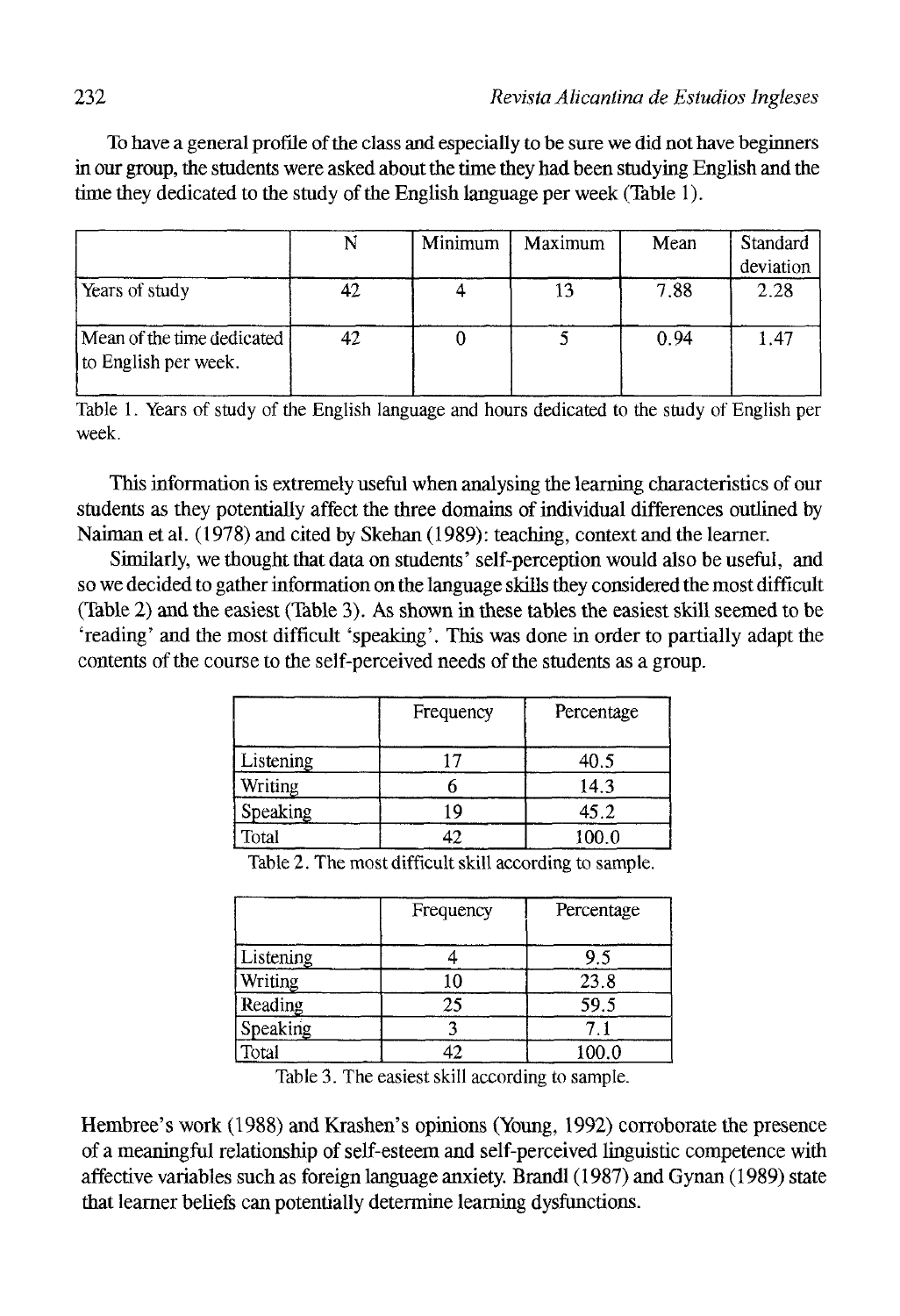To have a general profile of the class and especially to be sure we did not have beginners in our group, the students were asked about the time they had been studying English and the time they dedicated to the study of the English language per week (Table 1).

| | N | Minimum | Maximum | Mean | Standard deviation |
|---|---|---|---|---|---|
| Years of study | 42 | 4 | 13 | 7.88 | 2.28 |
| Mean of the time dedicated to English per week. | 42 | 0 | 5 | 0.94 | 1.47 |

Table 1. Years of study of the English language and hours dedicated to the study of English per week.

This information is extremely useful when analysing the learning characteristics of our students as they potentially affect the three domains of individual differences outlined by Naiman et al. (1978) and cited by Skehan (1989): teaching, context and the learner.

Similarly, we thought that data on students' self-perception would also be useful, and so we decided to gather information on the language skills they considered the most difficult (Table 2) and the easiest (Table 3). As shown in these tables the easiest skill seemed to be 'reading' and the most difficult 'speaking'. This was done in order to partially adapt the contents of the course to the self-perceived needs of the students as a group.

| | Frequency | Percentage |
|---|---|---|
| Listening | 17 | 40.5 |
| Writing | 6 | 14.3 |
| Speaking | 19 | 45.2 |
| Total | 42 | 100.0 |

Table 2. The most difficult skill according to sample.

| | Frequency | Percentage |
|---|---|---|
| Listening | 4 | 9.5 |
| Writing | 10 | 23.8 |
| Reading | 25 | 59.5 |
| Speaking | 3 | 7.1 |
| Total | 42 | 100.0 |

Table 3. The easiest skill according to sample.

Hembree's work (1988) and Krashen's opinions (Young, 1992) corroborate the presence of a meaningful relationship of self-esteem and self-perceived linguistic competence with affective variables such as foreign language anxiety. Brandl (1987) and Gynan (1989) state that learner beliefs can potentially determine learning dysfunctions.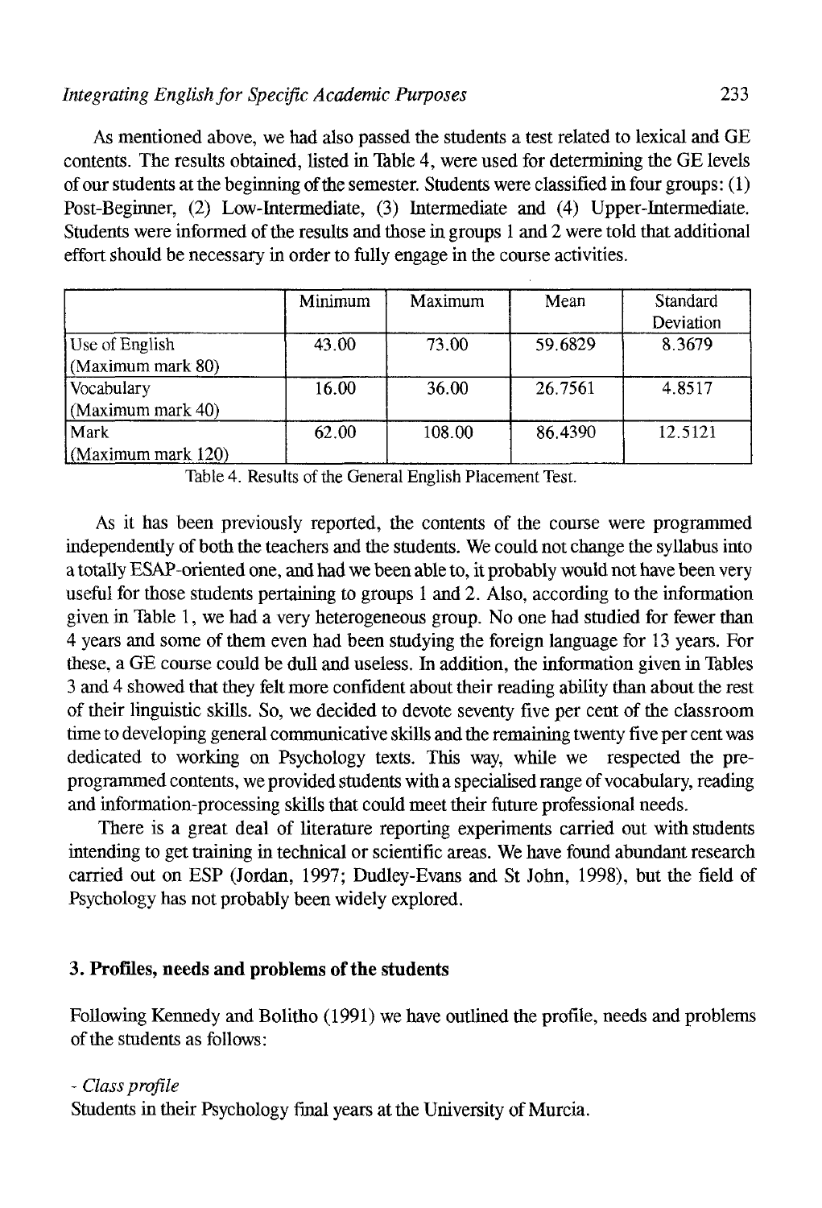As mentioned above, we had also passed the students a test related to lexical and GE contents. The results obtained, listed in Table 4, were used for determining the GE levels of our students at the beginning of the semester. Students were classified in four groups: (1) Post-Beginner, (2) Low-Intermediate, (3) Intermediate and (4) Upper-Intermediate. Students were informed of the results and those in groups 1 and 2 were told that additional effort should be necessary in order to fully engage in the course activities.

| | Minimum | Maximum | Mean | Standard Deviation |
|---|---|---|---|---|
| Use of English (Maximum mark 80) | 43.00 | 73.00 | 59.6829 | 8.3679 |
| Vocabulary (Maximum mark 40) | 16.00 | 36.00 | 26.7561 | 4.8517 |
| Mark (Maximum mark 120) | 62.00 | 108.00 | 86.4390 | 12.5121 |

Table 4. Results of the General English Placement Test.

As it has been previously reported, the contents of the course were programmed independently of both the teachers and the students. We could not change the syllabus into a totally ESAP-oriented one, and had we been able to, it probably would not have been very useful for those students pertaining to groups 1 and 2. Also, according to the information given in Table 1, we had a very heterogeneous group. No one had studied for fewer than 4 years and some of them even had been studying the foreign language for 13 years. For these, a GE course could be dull and useless. In addition, the information given in Tables 3 and 4 showed that they felt more confident about their reading ability than about the rest of their linguistic skills. So, we decided to devote seventy five per cent of the classroom time to developing general communicative skills and the remaining twenty five per cent was dedicated to working on Psychology texts. This way, while we respected the pre-programmed contents, we provided students with a specialised range of vocabulary, reading and information-processing skills that could meet their future professional needs.

There is a great deal of literature reporting experiments carried out with students intending to get training in technical or scientific areas. We have found abundant research carried out on ESP (Jordan, 1997; Dudley-Evans and St John, 1998), but the field of Psychology has not probably been widely explored.

## 3. Profiles, needs and problems of the students

Following Kennedy and Bolitho (1991) we have outlined the profile, needs and problems of the students as follows:

- *Class profile*

Students in their Psychology final years at the University of Murcia.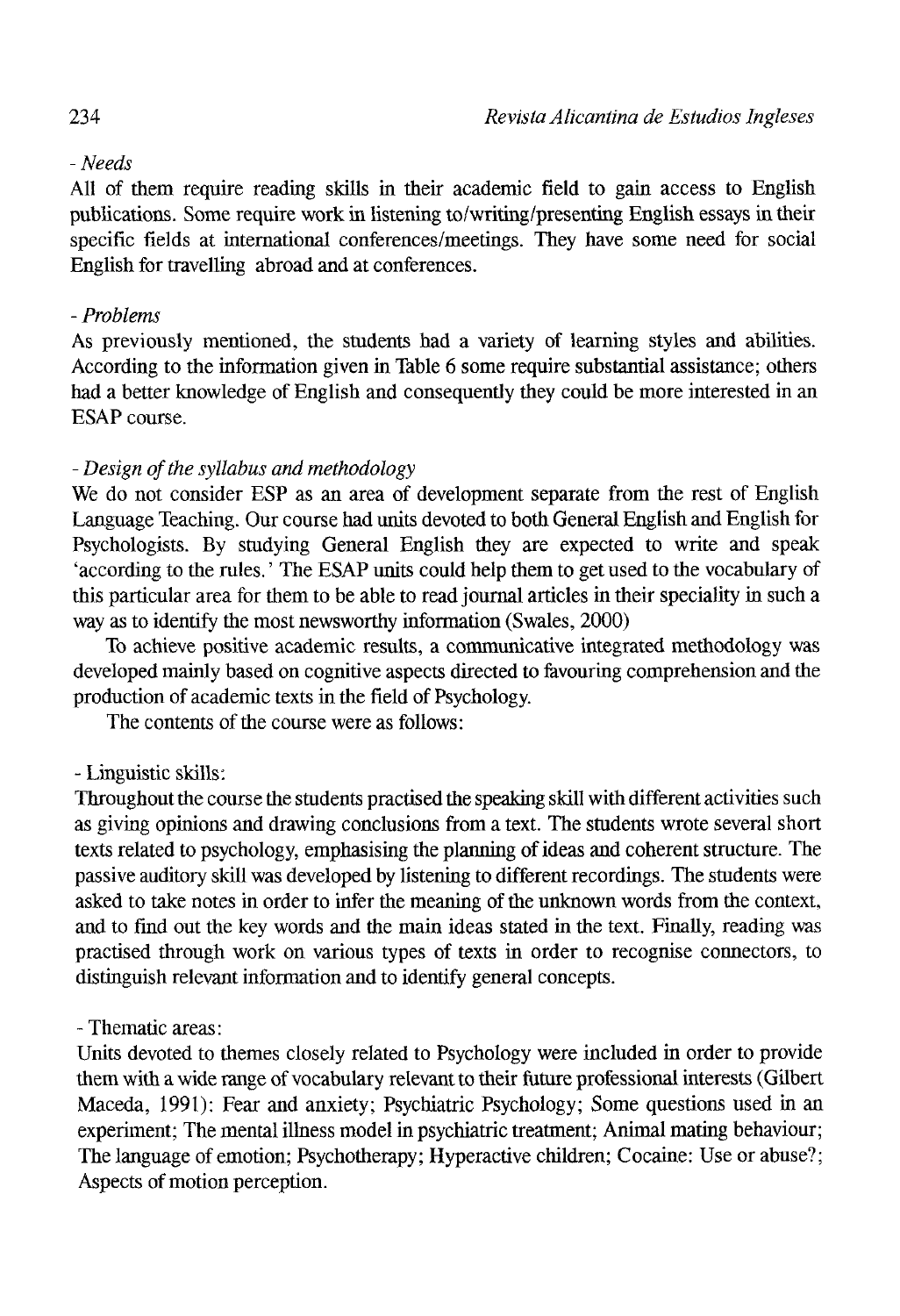*- Needs*

All of them require reading skills in their academic field to gain access to English publications. Some require work in listening to/writing/presenting English essays in their specific fields at international conferences/meetings. They have some need for social English for travelling abroad and at conferences.

*- Problems*

As previously mentioned, the students had a variety of learning styles and abilities. According to the information given in Table 6 some require substantial assistance; others had a better knowledge of English and consequently they could be more interested in an ESAP course.

*- Design of the syllabus and methodology*

We do not consider ESP as an area of development separate from the rest of English Language Teaching. Our course had units devoted to both General English and English for Psychologists. By studying General English they are expected to write and speak 'according to the rules.' The ESAP units could help them to get used to the vocabulary of this particular area for them to be able to read journal articles in their speciality in such a way as to identify the most newsworthy information (Swales, 2000)

To achieve positive academic results, a communicative integrated methodology was developed mainly based on cognitive aspects directed to favouring comprehension and the production of academic texts in the field of Psychology.

The contents of the course were as follows:

- Linguistic skills:

Throughout the course the students practised the speaking skill with different activities such as giving opinions and drawing conclusions from a text. The students wrote several short texts related to psychology, emphasising the planning of ideas and coherent structure. The passive auditory skill was developed by listening to different recordings. The students were asked to take notes in order to infer the meaning of the unknown words from the context, and to find out the key words and the main ideas stated in the text. Finally, reading was practised through work on various types of texts in order to recognise connectors, to distinguish relevant information and to identify general concepts.

- Thematic areas:

Units devoted to themes closely related to Psychology were included in order to provide them with a wide range of vocabulary relevant to their future professional interests (Gilbert Maceda, 1991): Fear and anxiety; Psychiatric Psychology; Some questions used in an experiment; The mental illness model in psychiatric treatment; Animal mating behaviour; The language of emotion; Psychotherapy; Hyperactive children; Cocaine: Use or abuse?; Aspects of motion perception.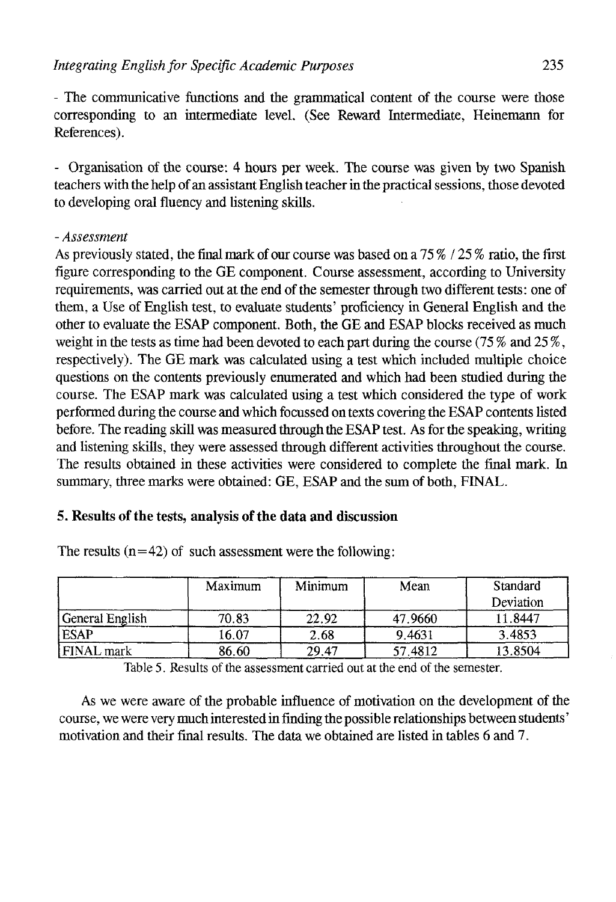- The communicative functions and the grammatical content of the course were those corresponding to an intermediate level. (See Reward Intermediate, Heinemann for References).

- Organisation of the course: 4 hours per week. The course was given by two Spanish teachers with the help of an assistant English teacher in the practical sessions, those devoted to developing oral fluency and listening skills.

- *Assessment*

As previously stated, the final mark of our course was based on a 75 % / 25 % ratio, the first figure corresponding to the GE component. Course assessment, according to University requirements, was carried out at the end of the semester through two different tests: one of them, a Use of English test, to evaluate students' proficiency in General English and the other to evaluate the ESAP component. Both, the GE and ESAP blocks received as much weight in the tests as time had been devoted to each part during the course (75 % and 25 %, respectively). The GE mark was calculated using a test which included multiple choice questions on the contents previously enumerated and which had been studied during the course. The ESAP mark was calculated using a test which considered the type of work performed during the course and which focussed on texts covering the ESAP contents listed before. The reading skill was measured through the ESAP test. As for the speaking, writing and listening skills, they were assessed through different activities throughout the course. The results obtained in these activities were considered to complete the final mark. In summary, three marks were obtained: GE, ESAP and the sum of both, FINAL.

## 5. Results of the tests, analysis of the data and discussion

The results (n=42) of such assessment were the following:

| | Maximum | Minimum | Mean | Standard Deviation |
|---|---|---|---|---|
| General English | 70.83 | 22.92 | 47.9660 | 11.8447 |
| ESAP | 16.07 | 2.68 | 9.4631 | 3.4853 |
| FINAL mark | 86.60 | 29.47 | 57.4812 | 13.8504 |

Table 5. Results of the assessment carried out at the end of the semester.

As we were aware of the probable influence of motivation on the development of the course, we were very much interested in finding the possible relationships between students' motivation and their final results. The data we obtained are listed in tables 6 and 7.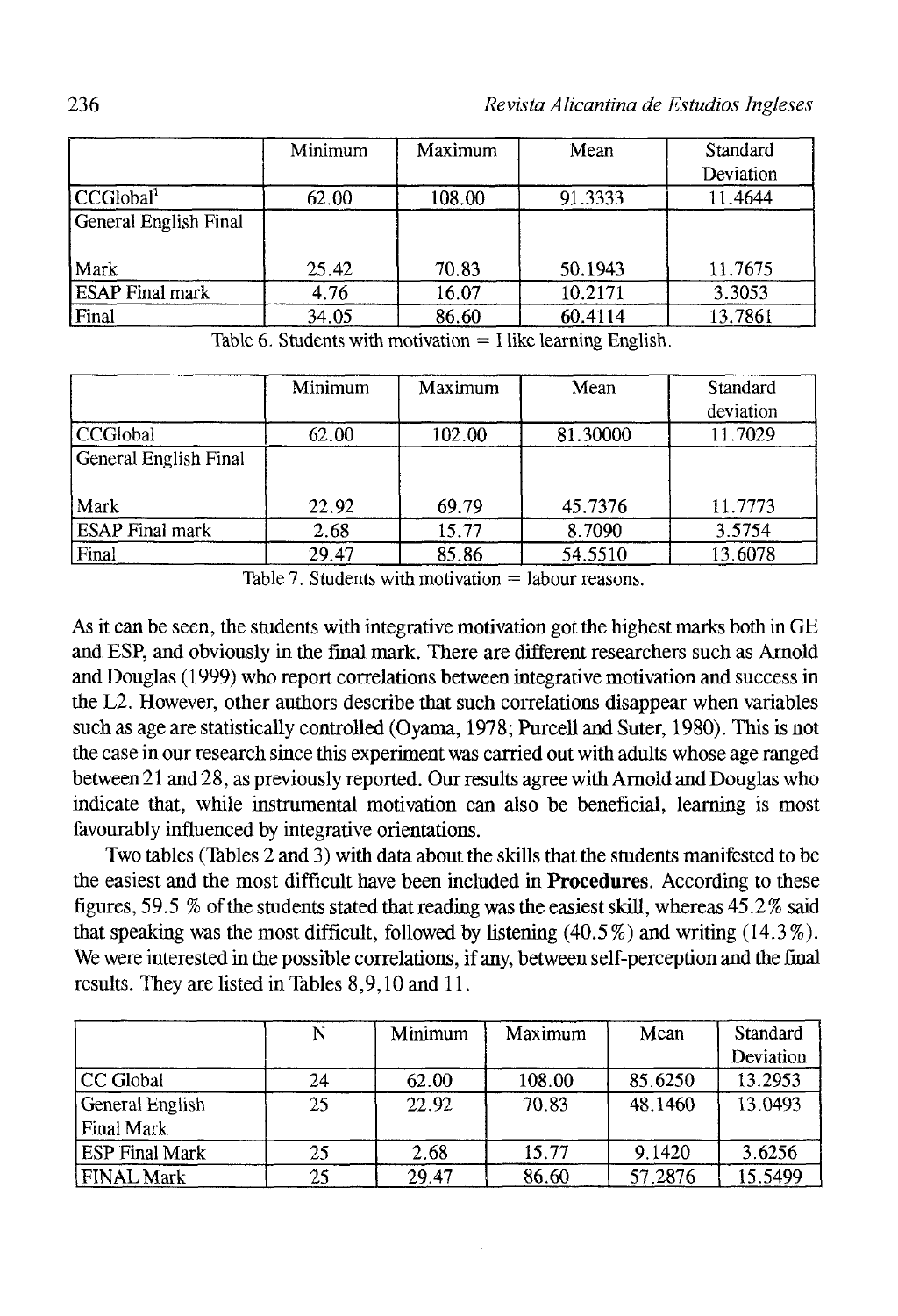| | Minimum | Maximum | Mean | Standard Deviation |
|---|---|---|---|---|
| CCGlobal[1] | 62.00 | 108.00 | 91.3333 | 11.4644 |
| General English Final Mark | 25.42 | 70.83 | 50.1943 | 11.7675 |
| ESAP Final mark | 4.76 | 16.07 | 10.2171 | 3.3053 |
| Final | 34.05 | 86.60 | 60.4114 | 13.7861 |

Table 6. Students with motivation = I like learning English.

| | Minimum | Maximum | Mean | Standard deviation |
|---|---|---|---|---|
| CCGlobal | 62.00 | 102.00 | 81.30000 | 11.7029 |
| General English Final Mark | 22.92 | 69.79 | 45.7376 | 11.7773 |
| ESAP Final mark | 2.68 | 15.77 | 8.7090 | 3.5754 |
| Final | 29.47 | 85.86 | 54.5510 | 13.6078 |

Table 7. Students with motivation = labour reasons.

As it can be seen, the students with integrative motivation got the highest marks both in GE and ESP, and obviously in the final mark. There are different researchers such as Arnold and Douglas (1999) who report correlations between integrative motivation and success in the L2. However, other authors describe that such correlations disappear when variables such as age are statistically controlled (Oyama, 1978; Purcell and Suter, 1980). This is not the case in our research since this experiment was carried out with adults whose age ranged between 21 and 28, as previously reported. Our results agree with Arnold and Douglas who indicate that, while instrumental motivation can also be beneficial, learning is most favourably influenced by integrative orientations.

Two tables (Tables 2 and 3) with data about the skills that the students manifested to be the easiest and the most difficult have been included in **Procedures**. According to these figures, 59.5 % of the students stated that reading was the easiest skill, whereas 45.2% said that speaking was the most difficult, followed by listening (40.5%) and writing (14.3%). We were interested in the possible correlations, if any, between self-perception and the final results. They are listed in Tables 8,9,10 and 11.

| | N | Minimum | Maximum | Mean | Standard Deviation |
|---|---|---|---|---|---|
| CC Global | 24 | 62.00 | 108.00 | 85.6250 | 13.2953 |
| General English Final Mark | 25 | 22.92 | 70.83 | 48.1460 | 13.0493 |
| ESP Final Mark | 25 | 2.68 | 15.77 | 9.1420 | 3.6256 |
| FINAL Mark | 25 | 29.47 | 86.60 | 57.2876 | 15.5499 |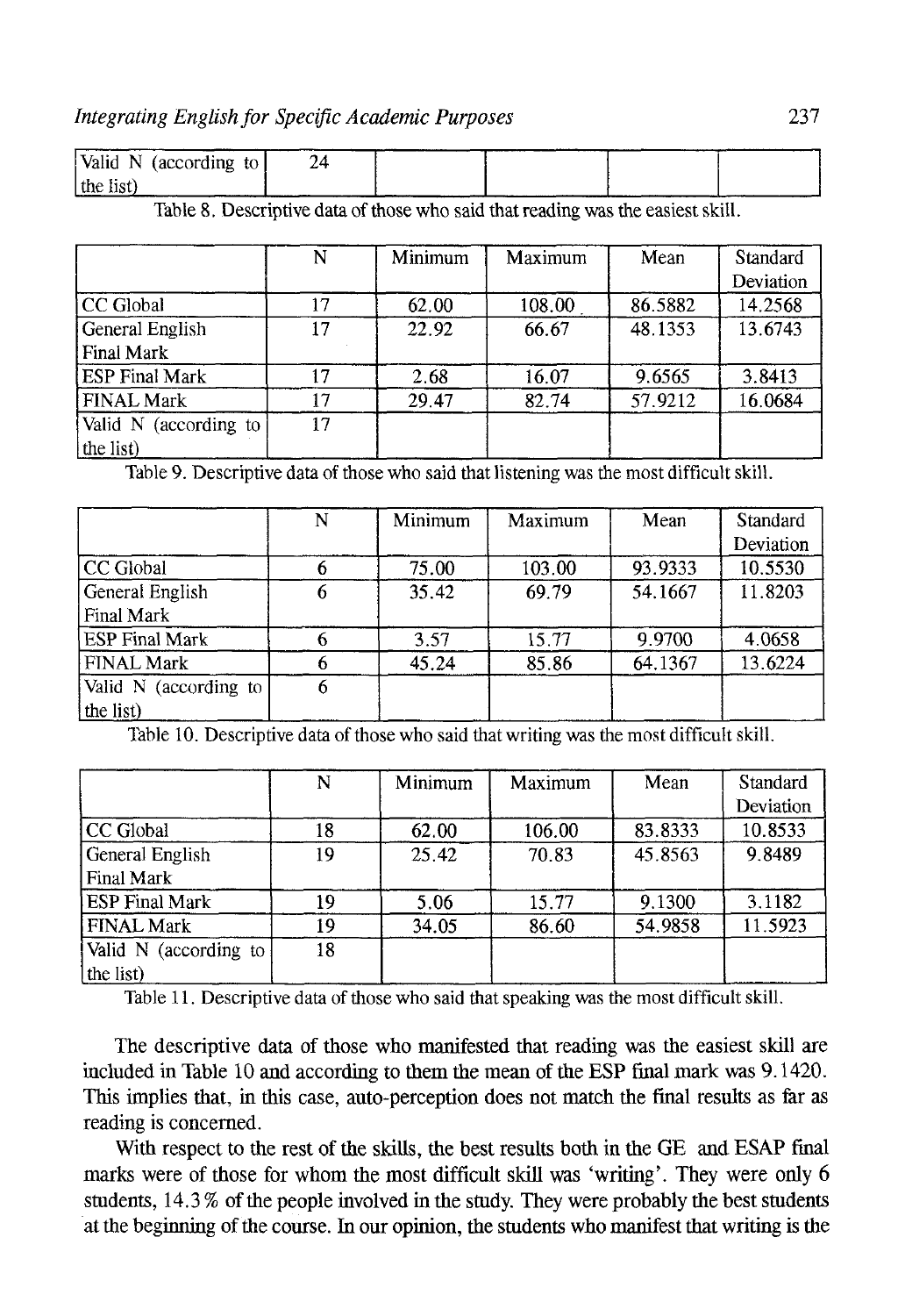| Valid N (according to the list) | 24 | | | | |
|---|---|---|---|---|---|

Table 8. Descriptive data of those who said that reading was the easiest skill.

| | N | Minimum | Maximum | Mean | Standard Deviation |
|---|---|---|---|---|---|
| CC Global | 17 | 62.00 | 108.00 | 86.5882 | 14.2568 |
| General English Final Mark | 17 | 22.92 | 66.67 | 48.1353 | 13.6743 |
| ESP Final Mark | 17 | 2.68 | 16.07 | 9.6565 | 3.8413 |
| FINAL Mark | 17 | 29.47 | 82.74 | 57.9212 | 16.0684 |
| Valid N (according to the list) | 17 | | | | |

Table 9. Descriptive data of those who said that listening was the most difficult skill.

| | N | Minimum | Maximum | Mean | Standard Deviation |
|---|---|---|---|---|---|
| CC Global | 6 | 75.00 | 103.00 | 93.9333 | 10.5530 |
| General English Final Mark | 6 | 35.42 | 69.79 | 54.1667 | 11.8203 |
| ESP Final Mark | 6 | 3.57 | 15.77 | 9.9700 | 4.0658 |
| FINAL Mark | 6 | 45.24 | 85.86 | 64.1367 | 13.6224 |
| Valid N (according to the list) | 6 | | | | |

Table 10. Descriptive data of those who said that writing was the most difficult skill.

| | N | Minimum | Maximum | Mean | Standard Deviation |
|---|---|---|---|---|---|
| CC Global | 18 | 62.00 | 106.00 | 83.8333 | 10.8533 |
| General English Final Mark | 19 | 25.42 | 70.83 | 45.8563 | 9.8489 |
| ESP Final Mark | 19 | 5.06 | 15.77 | 9.1300 | 3.1182 |
| FINAL Mark | 19 | 34.05 | 86.60 | 54.9858 | 11.5923 |
| Valid N (according to the list) | 18 | | | | |

Table 11. Descriptive data of those who said that speaking was the most difficult skill.

The descriptive data of those who manifested that reading was the easiest skill are included in Table 10 and according to them the mean of the ESP final mark was 9.1420. This implies that, in this case, auto-perception does not match the final results as far as reading is concerned.

With respect to the rest of the skills, the best results both in the GE and ESAP final marks were of those for whom the most difficult skill was 'writing'. They were only 6 students, 14.3 % of the people involved in the study. They were probably the best students at the beginning of the course. In our opinion, the students who manifest that writing is the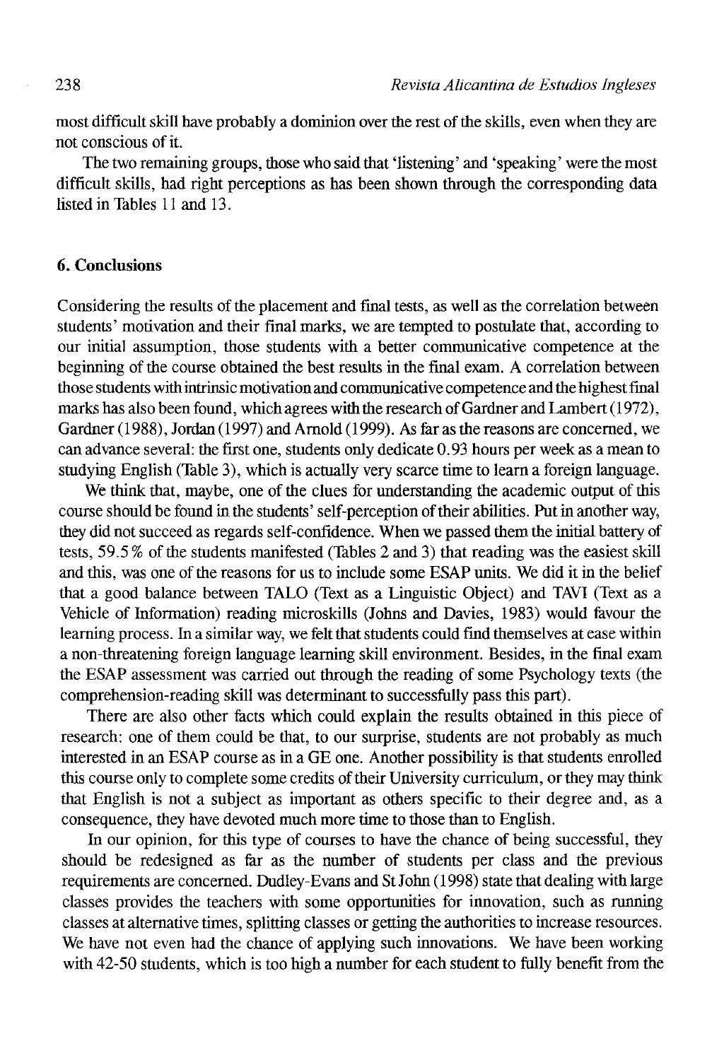most difficult skill have probably a dominion over the rest of the skills, even when they are not conscious of it.

The two remaining groups, those who said that 'listening' and 'speaking' were the most difficult skills, had right perceptions as has been shown through the corresponding data listed in Tables 11 and 13.

## 6. Conclusions

Considering the results of the placement and final tests, as well as the correlation between students' motivation and their final marks, we are tempted to postulate that, according to our initial assumption, those students with a better communicative competence at the beginning of the course obtained the best results in the final exam. A correlation between those students with intrinsic motivation and communicative competence and the highest final marks has also been found, which agrees with the research of Gardner and Lambert (1972), Gardner (1988), Jordan (1997) and Arnold (1999). As far as the reasons are concerned, we can advance several: the first one, students only dedicate 0.93 hours per week as a mean to studying English (Table 3), which is actually very scarce time to learn a foreign language.

We think that, maybe, one of the clues for understanding the academic output of this course should be found in the students' self-perception of their abilities. Put in another way, they did not succeed as regards self-confidence. When we passed them the initial battery of tests, 59.5% of the students manifested (Tables 2 and 3) that reading was the easiest skill and this, was one of the reasons for us to include some ESAP units. We did it in the belief that a good balance between TALO (Text as a Linguistic Object) and TAVI (Text as a Vehicle of Information) reading microskills (Johns and Davies, 1983) would favour the learning process. In a similar way, we felt that students could find themselves at ease within a non-threatening foreign language learning skill environment. Besides, in the final exam the ESAP assessment was carried out through the reading of some Psychology texts (the comprehension-reading skill was determinant to successfully pass this part).

There are also other facts which could explain the results obtained in this piece of research: one of them could be that, to our surprise, students are not probably as much interested in an ESAP course as in a GE one. Another possibility is that students enrolled this course only to complete some credits of their University curriculum, or they may think that English is not a subject as important as others specific to their degree and, as a consequence, they have devoted much more time to those than to English.

In our opinion, for this type of courses to have the chance of being successful, they should be redesigned as far as the number of students per class and the previous requirements are concerned. Dudley-Evans and St John (1998) state that dealing with large classes provides the teachers with some opportunities for innovation, such as running classes at alternative times, splitting classes or getting the authorities to increase resources. We have not even had the chance of applying such innovations. We have been working with 42-50 students, which is too high a number for each student to fully benefit from the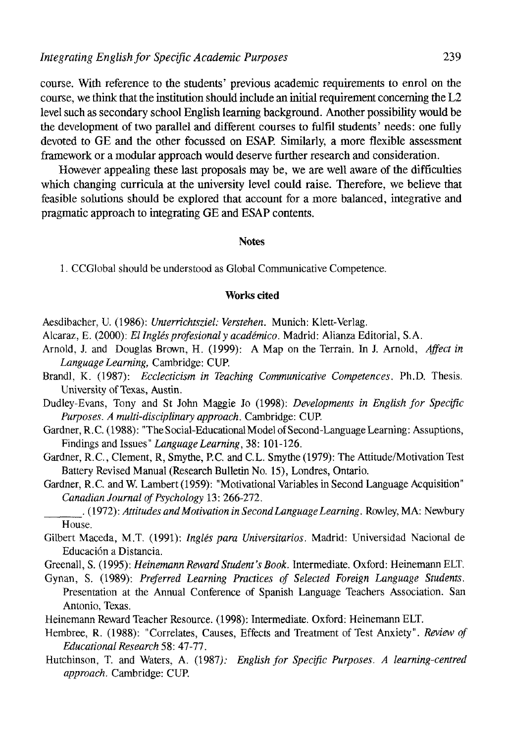course. With reference to the students' previous academic requirements to enrol on the course, we think that the institution should include an initial requirement concerning the L2 level such as secondary school English learning background. Another possibility would be the development of two parallel and different courses to fulfil students' needs: one fully devoted to GE and the other focussed on ESAP. Similarly, a more flexible assessment framework or a modular approach would deserve further research and consideration.

However appealing these last proposals may be, we are well aware of the difficulties which changing curricula at the university level could raise. Therefore, we believe that feasible solutions should be explored that account for a more balanced, integrative and pragmatic approach to integrating GE and ESAP contents.

## Notes

1. CCGlobal should be understood as Global Communicative Competence.

## Works cited

Aesdibacher, U. (1986): *Unterrichtsziel: Verstehen*. Munich: Klett-Verlag.

Alcaraz, E. (2000): *El Inglés profesional y académico*. Madrid: Alianza Editorial, S.A.

Arnold, J. and Douglas Brown, H. (1999): A Map on the Terrain. In J. Arnold, *Affect in Language Learning*, Cambridge: CUP.

Brandl, K. (1987): *Ecclecticism in Teaching Communicative Competences*. Ph.D. Thesis. University of Texas, Austin.

Dudley-Evans, Tony and St John Maggie Jo (1998): *Developments in English for Specific Purposes. A multi-disciplinary approach*. Cambridge: CUP.

Gardner, R.C. (1988): "The Social-Educational Model of Second-Language Learning: Assuptions, Findings and Issues" *Language Learning*, 38: 101-126.

Gardner, R.C., Clement, R, Smythe, P.C. and C.L. Smythe (1979): The Attitude/Motivation Test Battery Revised Manual (Research Bulletin No. 15), Londres, Ontario.

Gardner, R.C. and W. Lambert (1959): "Motivational Variables in Second Language Acquisition" *Canadian Journal of Psychology* 13: 266-272.

______. (1972): *Attitudes and Motivation in Second Language Learning*. Rowley, MA: Newbury House.

Gilbert Maceda, M.T. (1991): *Inglés para Universitarios*. Madrid: Universidad Nacional de Educación a Distancia.

Greenall, S. (1995): *Heinemann Reward Student's Book*. Intermediate. Oxford: Heinemann ELT.

Gynan, S. (1989): *Preferred Learning Practices of Selected Foreign Language Students*. Presentation at the Annual Conference of Spanish Language Teachers Association. San Antonio, Texas.

Heinemann Reward Teacher Resource. (1998): Intermediate. Oxford: Heinemann ELT.

Hembree, R. (1988): "Correlates, Causes, Effects and Treatment of Test Anxiety". *Review of Educational Research* 58: 47-77.

Hutchinson, T. and Waters, A. (1987): *English for Specific Purposes. A learning-centred approach*. Cambridge: CUP.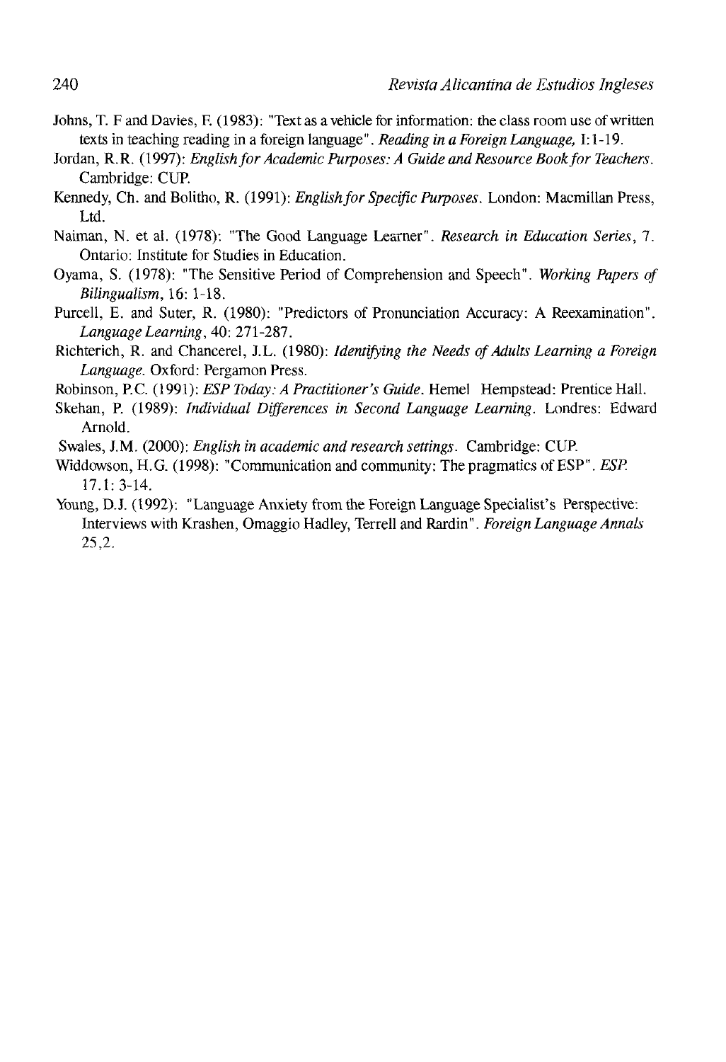Johns, T. F and Davies, F. (1983): "Text as a vehicle for information: the class room use of written texts in teaching reading in a foreign language". *Reading in a Foreign Language,* I:1-19.

Jordan, R.R. (1997): *English for Academic Purposes: A Guide and Resource Book for Teachers.* Cambridge: CUP.

Kennedy, Ch. and Bolitho, R. (1991): *English for Specific Purposes.* London: Macmillan Press, Ltd.

Naiman, N. et al. (1978): "The Good Language Learner". *Research in Education Series,* 7. Ontario: Institute for Studies in Education.

Oyama, S. (1978): "The Sensitive Period of Comprehension and Speech". *Working Papers of Bilingualism,* 16: 1-18.

Purcell, E. and Suter, R. (1980): "Predictors of Pronunciation Accuracy: A Reexamination". *Language Learning,* 40: 271-287.

Richterich, R. and Chancerel, J.L. (1980): *Identifying the Needs of Adults Learning a Foreign Language.* Oxford: Pergamon Press.

Robinson, P.C. (1991): *ESP Today: A Practitioner's Guide.* Hemel Hempstead: Prentice Hall.

Skehan, P. (1989): *Individual Differences in Second Language Learning.* Londres: Edward Arnold.

Swales, J.M. (2000): *English in academic and research settings.* Cambridge: CUP.

Widdowson, H.G. (1998): "Communication and community: The pragmatics of ESP". *ESP.* 17.1: 3-14.

Young, D.J. (1992): "Language Anxiety from the Foreign Language Specialist's Perspective: Interviews with Krashen, Omaggio Hadley, Terrell and Rardin". *Foreign Language Annals* 25,2.